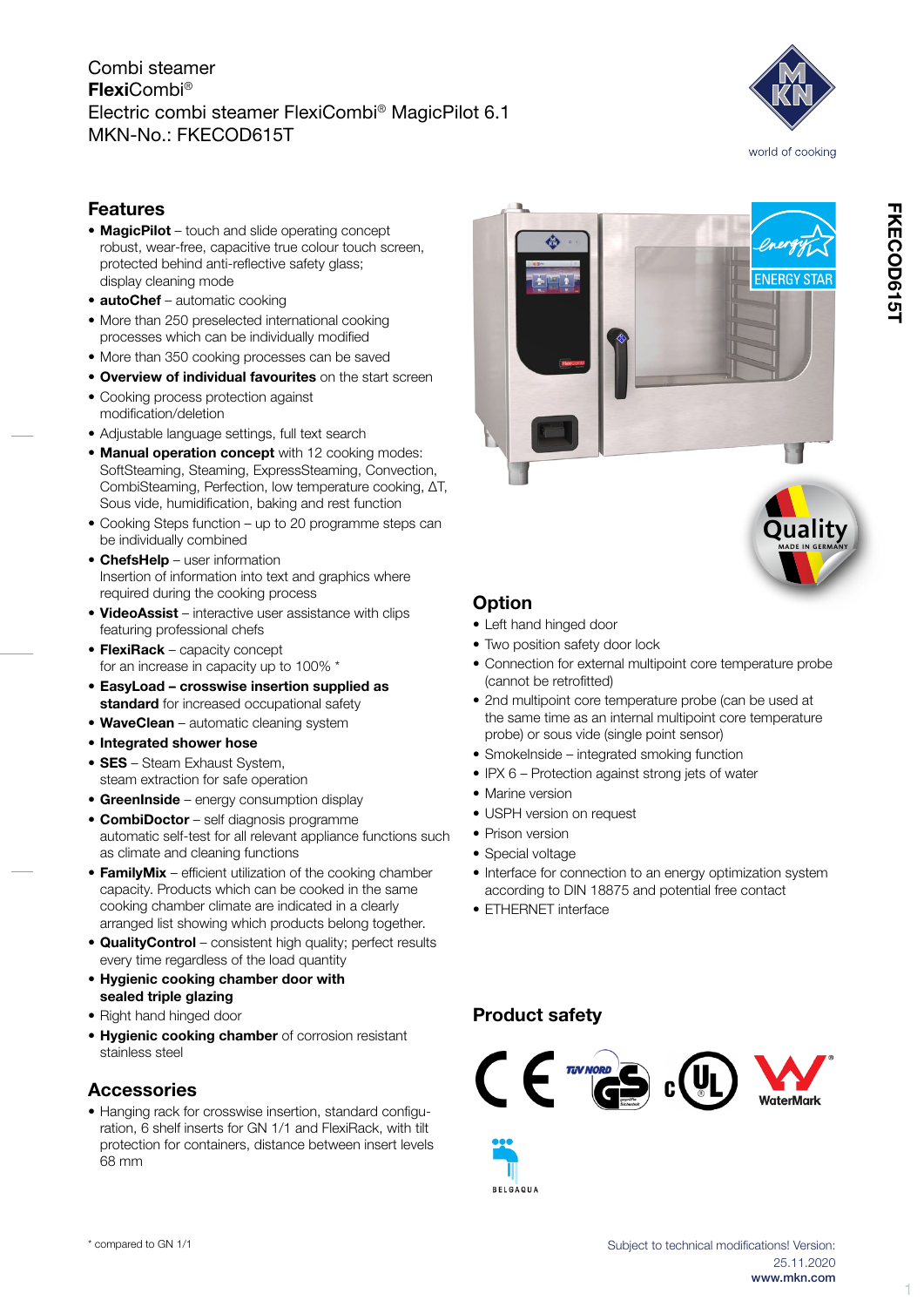Combi steamer
**Flexi**Combi®
Electric combi steamer FlexiCombi® MagicPilot 6.1
MKN-No.: FKECOD615T

world of cooking

## Features

- **MagicPilot** – touch and slide operating concept robust, wear-free, capacitive true colour touch screen, protected behind anti-reflective safety glass; display cleaning mode
- **autoChef** – automatic cooking
- More than 250 preselected international cooking processes which can be individually modified
- More than 350 cooking processes can be saved
- **Overview of individual favourites** on the start screen
- Cooking process protection against modification/deletion
- Adjustable language settings, full text search
- **Manual operation concept** with 12 cooking modes: SoftSteaming, Steaming, ExpressSteaming, Convection, CombiSteaming, Perfection, low temperature cooking, ΔT, Sous vide, humidification, baking and rest function
- Cooking Steps function – up to 20 programme steps can be individually combined
- **ChefsHelp** – user information Insertion of information into text and graphics where required during the cooking process
- **VideoAssist** – interactive user assistance with clips featuring professional chefs
- **FlexiRack** – capacity concept for an increase in capacity up to 100% *
- **EasyLoad – crosswise insertion supplied as standard** for increased occupational safety
- **WaveClean** – automatic cleaning system
- **Integrated shower hose**
- **SES** – Steam Exhaust System, steam extraction for safe operation
- **GreenInside** – energy consumption display
- **CombiDoctor** – self diagnosis programme automatic self-test for all relevant appliance functions such as climate and cleaning functions
- **FamilyMix** – efficient utilization of the cooking chamber capacity. Products which can be cooked in the same cooking chamber climate are indicated in a clearly arranged list showing which products belong together.
- **QualityControl** – consistent high quality; perfect results every time regardless of the load quantity
- **Hygienic cooking chamber door with sealed triple glazing**
- Right hand hinged door
- **Hygienic cooking chamber** of corrosion resistant stainless steel

## Accessories

- Hanging rack for crosswise insertion, standard configuration, 6 shelf inserts for GN 1/1 and FlexiRack, with tilt protection for containers, distance between insert levels 68 mm

## Option

- Left hand hinged door
- Two position safety door lock
- Connection for external multipoint core temperature probe (cannot be retrofitted)
- 2nd multipoint core temperature probe (can be used at the same time as an internal multipoint core temperature probe) or sous vide (single point sensor)
- SmokeInside – integrated smoking function
- IPX 6 – Protection against strong jets of water
- Marine version
- USPH version on request
- Prison version
- Special voltage
- Interface for connection to an energy optimization system according to DIN 18875 and potential free contact
- ETHERNET interface

## Product safety

\* compared to GN 1/1

Subject to technical modifications! Version: 25.11.2020
www.mkn.com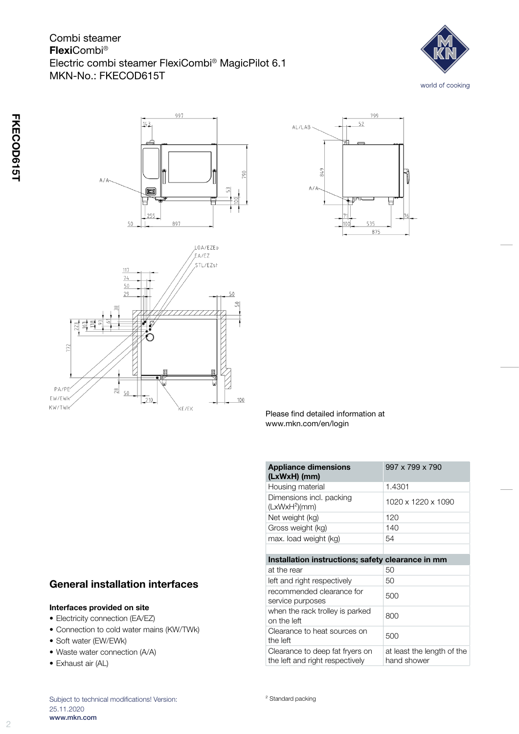Combi steamer
**Flexi**Combi®
Electric combi steamer FlexiCombi® MagicPilot 6.1
MKN-No.: FKECOD615T

Please find detailed information at
www.mkn.com/en/login

| **Appliance dimensions (LxWxH) (mm)** | 997 x 799 x 790 |
| --- | --- |
| Housing material | 1.4301 |
| Dimensions incl. packing (LxWxH[2])(mm) | 1020 x 1220 x 1090 |
| Net weight (kg) | 120 |
| Gross weight (kg) | 140 |
| max. load weight (kg) | 54 |
| | |
| **Installation instructions; safety clearance in mm** | |
| at the rear | 50 |
| left and right respectively | 50 |
| recommended clearance for service purposes | 500 |
| when the rack trolley is parked on the left | 800 |
| Clearance to heat sources on the left | 500 |
| Clearance to deep fat fryers on the left and right respectively | at least the length of the hand shower |

## General installation interfaces

### Interfaces provided on site

- Electricity connection (EA/EZ)
- Connection to cold water mains (KW/TWk)
- Soft water (EW/EWk)
- Waste water connection (A/A)
- Exhaust air (AL)

[2] Standard packing

Subject to technical modifications! Version: 25.11.2020
**www.mkn.com**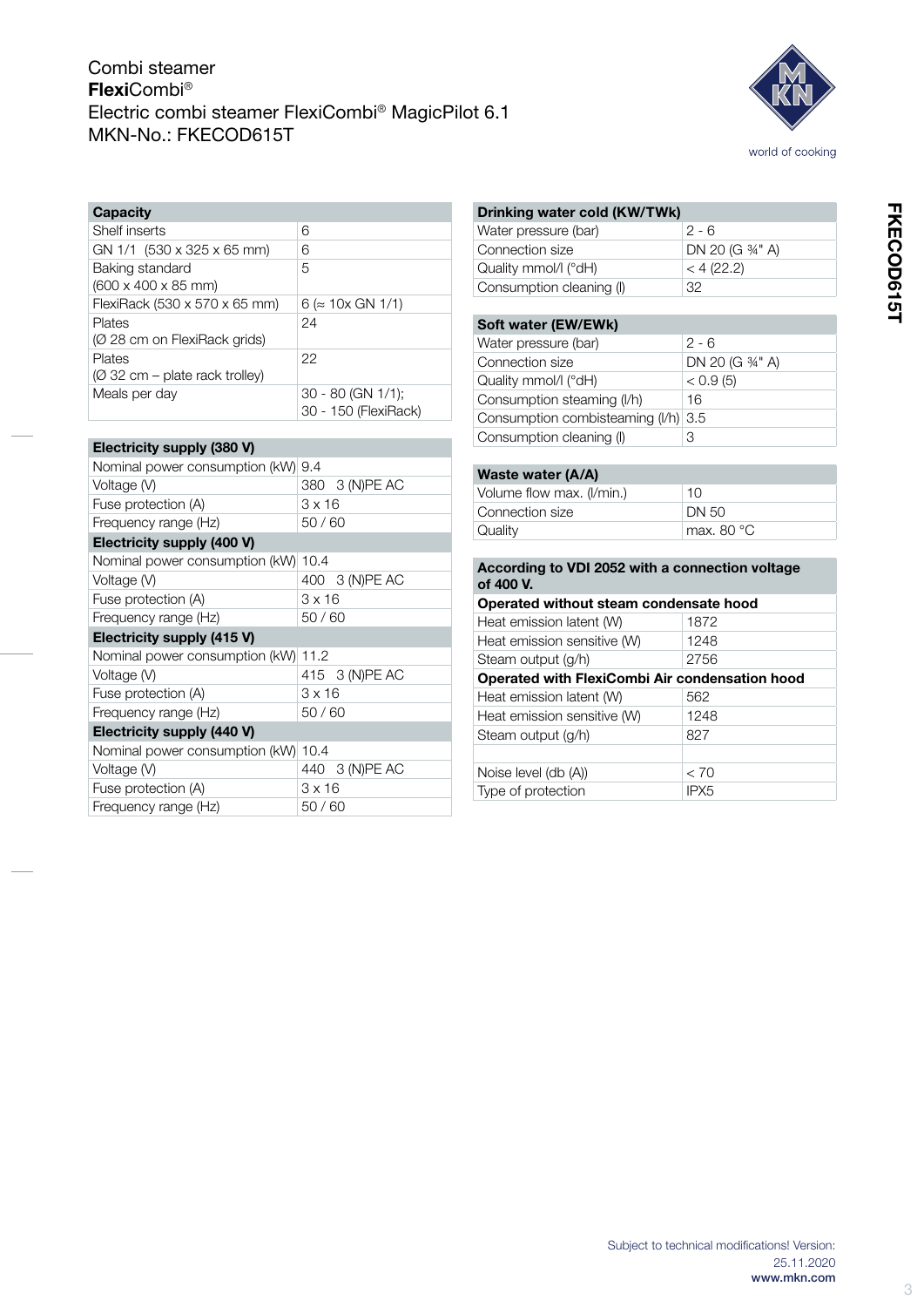Combi steamer
**Flexi**Combi®
Electric combi steamer FlexiCombi® MagicPilot 6.1
MKN-No.: FKECOD615T

| **Capacity** | |
|---|---|
| Shelf inserts | 6 |
| GN 1/1 (530 x 325 x 65 mm) | 6 |
| Baking standard (600 x 400 x 85 mm) | 5 |
| FlexiRack (530 x 570 x 65 mm) | 6 (≈ 10x GN 1/1) |
| Plates (Ø 28 cm on FlexiRack grids) | 24 |
| Plates (Ø 32 cm – plate rack trolley) | 22 |
| Meals per day | 30 - 80 (GN 1/1); 30 - 150 (FlexiRack) |

| **Electricity supply (380 V)** | |
|---|---|
| Nominal power consumption (kW) | 9.4 |
| Voltage (V) | 380 3 (N)PE AC |
| Fuse protection (A) | 3 x 16 |
| Frequency range (Hz) | 50 / 60 |
| **Electricity supply (400 V)** | |
| Nominal power consumption (kW) | 10.4 |
| Voltage (V) | 400 3 (N)PE AC |
| Fuse protection (A) | 3 x 16 |
| Frequency range (Hz) | 50 / 60 |
| **Electricity supply (415 V)** | |
| Nominal power consumption (kW) | 11.2 |
| Voltage (V) | 415 3 (N)PE AC |
| Fuse protection (A) | 3 x 16 |
| Frequency range (Hz) | 50 / 60 |
| **Electricity supply (440 V)** | |
| Nominal power consumption (kW) | 10.4 |
| Voltage (V) | 440 3 (N)PE AC |
| Fuse protection (A) | 3 x 16 |
| Frequency range (Hz) | 50 / 60 |

| **Drinking water cold (KW/TWk)** | |
|---|---|
| Water pressure (bar) | 2 - 6 |
| Connection size | DN 20 (G ¾" A) |
| Quality mmol/l (°dH) | < 4 (22.2) |
| Consumption cleaning (l) | 32 |

| **Soft water (EW/EWk)** | |
|---|---|
| Water pressure (bar) | 2 - 6 |
| Connection size | DN 20 (G ¾" A) |
| Quality mmol/l (°dH) | < 0.9 (5) |
| Consumption steaming (l/h) | 16 |
| Consumption combisteaming (l/h) | 3.5 |
| Consumption cleaning (l) | 3 |

| **Waste water (A/A)** | |
|---|---|
| Volume flow max. (l/min.) | 10 |
| Connection size | DN 50 |
| Quality | max. 80 °C |

| **According to VDI 2052 with a connection voltage of 400 V.** | |
|---|---|
| **Operated without steam condensate hood** | |
| Heat emission latent (W) | 1872 |
| Heat emission sensitive (W) | 1248 |
| Steam output (g/h) | 2756 |
| **Operated with FlexiCombi Air condensation hood** | |
| Heat emission latent (W) | 562 |
| Heat emission sensitive (W) | 1248 |
| Steam output (g/h) | 827 |
| | |
| Noise level (db (A)) | < 70 |
| Type of protection | IPX5 |

Subject to technical modifications! Version: 25.11.2020
www.mkn.com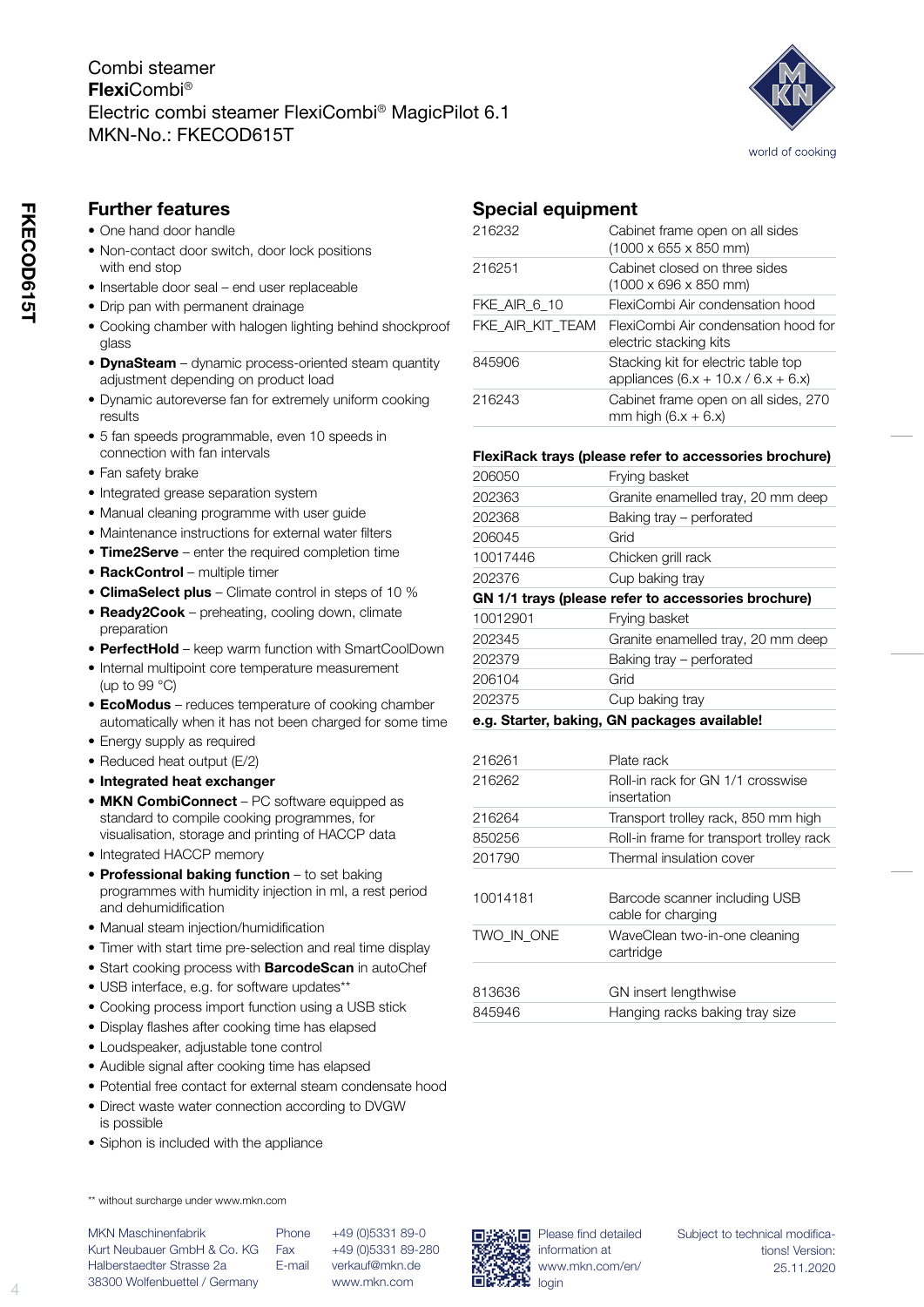Combi steamer
**Flexi**Combi®
Electric combi steamer FlexiCombi® MagicPilot 6.1
MKN-No.: FKECOD615T

## Further features

- One hand door handle
- Non-contact door switch, door lock positions with end stop
- Insertable door seal – end user replaceable
- Drip pan with permanent drainage
- Cooking chamber with halogen lighting behind shockproof glass
- **DynaSteam** – dynamic process-oriented steam quantity adjustment depending on product load
- Dynamic autoreverse fan for extremely uniform cooking results
- 5 fan speeds programmable, even 10 speeds in connection with fan intervals
- Fan safety brake
- Integrated grease separation system
- Manual cleaning programme with user guide
- Maintenance instructions for external water filters
- **Time2Serve** – enter the required completion time
- **RackControl** – multiple timer
- **ClimaSelect plus** – Climate control in steps of 10 %
- **Ready2Cook** – preheating, cooling down, climate preparation
- **PerfectHold** – keep warm function with SmartCoolDown
- Internal multipoint core temperature measurement (up to 99 °C)
- **EcoModus** – reduces temperature of cooking chamber automatically when it has not been charged for some time
- Energy supply as required
- Reduced heat output (E/2)
- **Integrated heat exchanger**
- **MKN CombiConnect** – PC software equipped as standard to compile cooking programmes, for visualisation, storage and printing of HACCP data
- Integrated HACCP memory
- **Professional baking function** – to set baking programmes with humidity injection in ml, a rest period and dehumidification
- Manual steam injection/humidification
- Timer with start time pre-selection and real time display
- Start cooking process with **BarcodeScan** in autoChef
- USB interface, e.g. for software updates**
- Cooking process import function using a USB stick
- Display flashes after cooking time has elapsed
- Loudspeaker, adjustable tone control
- Audible signal after cooking time has elapsed
- Potential free contact for external steam condensate hood
- Direct waste water connection according to DVGW is possible
- Siphon is included with the appliance

## Special equipment

| | |
|---|---|
| 216232 | Cabinet frame open on all sides (1000 x 655 x 850 mm) |
| 216251 | Cabinet closed on three sides (1000 x 696 x 850 mm) |
| FKE_AIR_6_10 | FlexiCombi Air condensation hood |
| FKE_AIR_KIT_TEAM | FlexiCombi Air condensation hood for electric stacking kits |
| 845906 | Stacking kit for electric table top appliances (6.x + 10.x / 6.x + 6.x) |
| 216243 | Cabinet frame open on all sides, 270 mm high (6.x + 6.x) |

| **FlexiRack trays (please refer to accessories brochure)** | |
|---|---|
| 206050 | Frying basket |
| 202363 | Granite enamelled tray, 20 mm deep |
| 202368 | Baking tray – perforated |
| 206045 | Grid |
| 10017446 | Chicken grill rack |
| 202376 | Cup baking tray |
| **GN 1/1 trays (please refer to accessories brochure)** | |
| 10012901 | Frying basket |
| 202345 | Granite enamelled tray, 20 mm deep |
| 202379 | Baking tray – perforated |
| 206104 | Grid |
| 202375 | Cup baking tray |
| **e.g. Starter, baking, GN packages available!** | |

| | |
|---|---|
| 216261 | Plate rack |
| 216262 | Roll-in rack for GN 1/1 crosswise insertation |
| 216264 | Transport trolley rack, 850 mm high |
| 850256 | Roll-in frame for transport trolley rack |
| 201790 | Thermal insulation cover |

| | |
|---|---|
| 10014181 | Barcode scanner including USB cable for charging |
| TWO_IN_ONE | WaveClean two-in-one cleaning cartridge |

| | |
|---|---|
| 813636 | GN insert lengthwise |
| 845946 | Hanging racks baking tray size |

** without surcharge under www.mkn.com

MKN Maschinenfabrik Kurt Neubauer GmbH & Co. KG
Halberstaedter Strasse 2a
38300 Wolfenbuettel / Germany

Phone +49 (0)5331 89-0
Fax +49 (0)5331 89-280
E-mail verkauf@mkn.de
www.mkn.com

Please find detailed information at www.mkn.com/en/login

Subject to technical modifications! Version: 25.11.2020